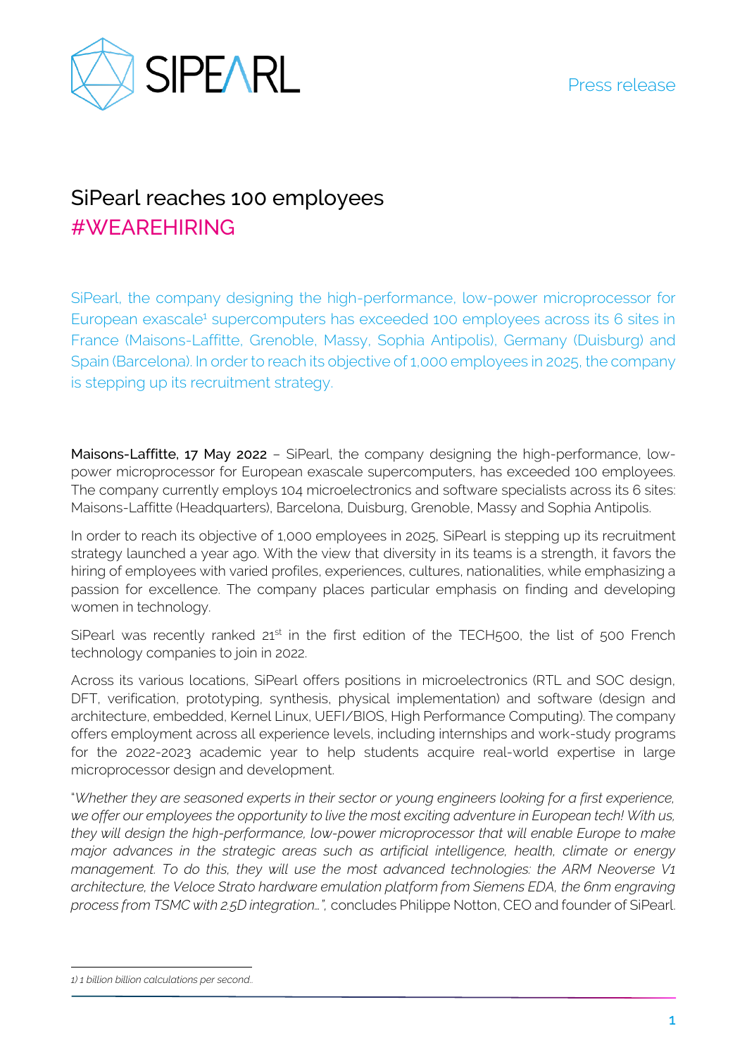SIPEARL

Press release

# SiPearl reaches 100 employees
## #WEAREHIRING

SiPearl, the company designing the high-performance, low-power microprocessor for European exascale[1] supercomputers has exceeded 100 employees across its 6 sites in France (Maisons-Laffitte, Grenoble, Massy, Sophia Antipolis), Germany (Duisburg) and Spain (Barcelona). In order to reach its objective of 1,000 employees in 2025, the company is stepping up its recruitment strategy.

**Maisons-Laffitte, 17 May 2022** – SiPearl, the company designing the high-performance, low-power microprocessor for European exascale supercomputers, has exceeded 100 employees. The company currently employs 104 microelectronics and software specialists across its 6 sites: Maisons-Laffitte (Headquarters), Barcelona, Duisburg, Grenoble, Massy and Sophia Antipolis.

In order to reach its objective of 1,000 employees in 2025, SiPearl is stepping up its recruitment strategy launched a year ago. With the view that diversity in its teams is a strength, it favors the hiring of employees with varied profiles, experiences, cultures, nationalities, while emphasizing a passion for excellence. The company places particular emphasis on finding and developing women in technology.

SiPearl was recently ranked 21st in the first edition of the TECH500, the list of 500 French technology companies to join in 2022.

Across its various locations, SiPearl offers positions in microelectronics (RTL and SOC design, DFT, verification, prototyping, synthesis, physical implementation) and software (design and architecture, embedded, Kernel Linux, UEFI/BIOS, High Performance Computing). The company offers employment across all experience levels, including internships and work-study programs for the 2022-2023 academic year to help students acquire real-world expertise in large microprocessor design and development.

"*Whether they are seasoned experts in their sector or young engineers looking for a first experience, we offer our employees the opportunity to live the most exciting adventure in European tech! With us, they will design the high-performance, low-power microprocessor that will enable Europe to make major advances in the strategic areas such as artificial intelligence, health, climate or energy management. To do this, they will use the most advanced technologies: the ARM Neoverse V1 architecture, the Veloce Strato hardware emulation platform from Siemens EDA, the 6nm engraving process from TSMC with 2.5D integration…*", concludes Philippe Notton, CEO and founder of SiPearl.

---

*1) 1 billion billion calculations per second.*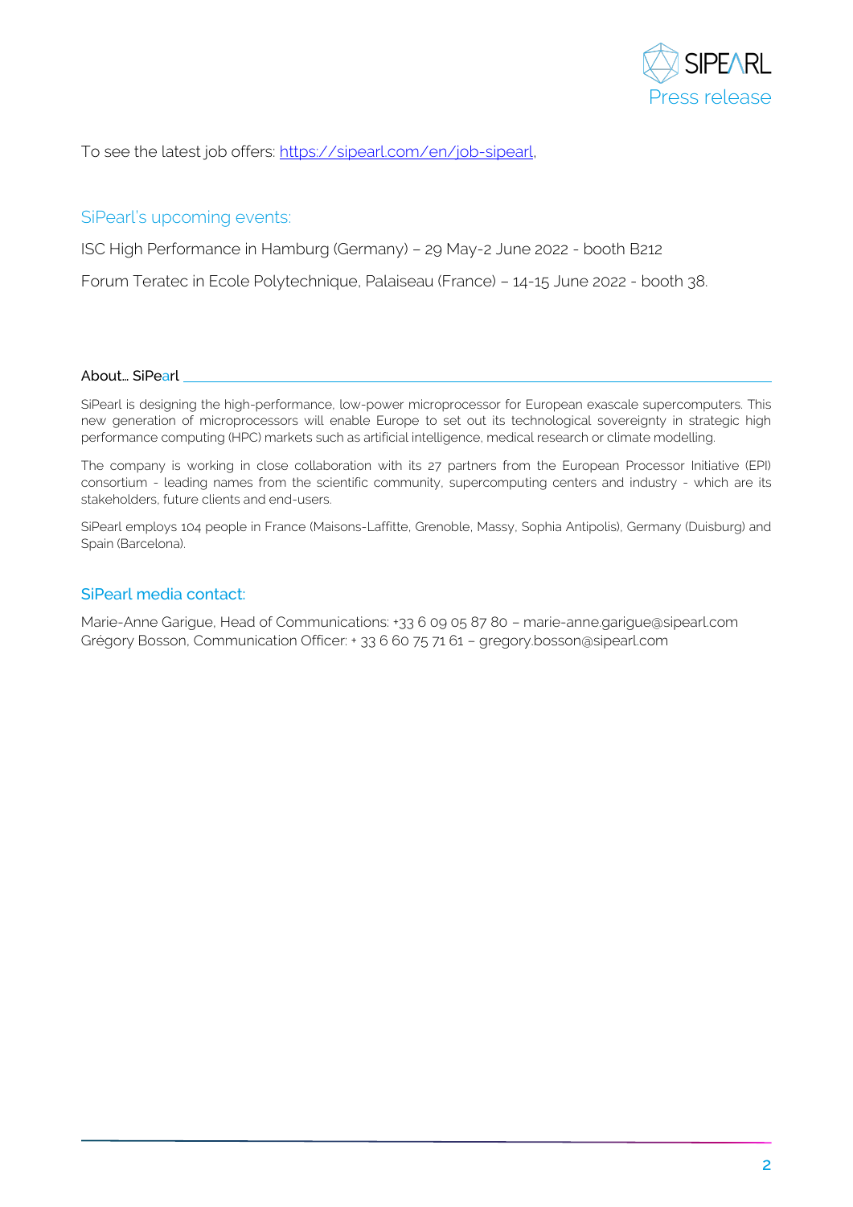To see the latest job offers: [https://sipearl.com/en/job-sipearl](https://sipearl.com/en/job-sipearl),

## SiPearl's upcoming events:

ISC High Performance in Hamburg (Germany) – 29 May-2 June 2022 - booth B212

Forum Teratec in Ecole Polytechnique, Palaiseau (France) – 14-15 June 2022 - booth 38.

### About… SiPearl

SiPearl is designing the high-performance, low-power microprocessor for European exascale supercomputers. This new generation of microprocessors will enable Europe to set out its technological sovereignty in strategic high performance computing (HPC) markets such as artificial intelligence, medical research or climate modelling.

The company is working in close collaboration with its 27 partners from the European Processor Initiative (EPI) consortium - leading names from the scientific community, supercomputing centers and industry - which are its stakeholders, future clients and end-users.

SiPearl employs 104 people in France (Maisons-Laffitte, Grenoble, Massy, Sophia Antipolis), Germany (Duisburg) and Spain (Barcelona).

## SiPearl media contact:

Marie-Anne Garigue, Head of Communications: +33 6 09 05 87 80 – marie-anne.garigue@sipearl.com
Grégory Bosson, Communication Officer: + 33 6 60 75 71 61 – gregory.bosson@sipearl.com